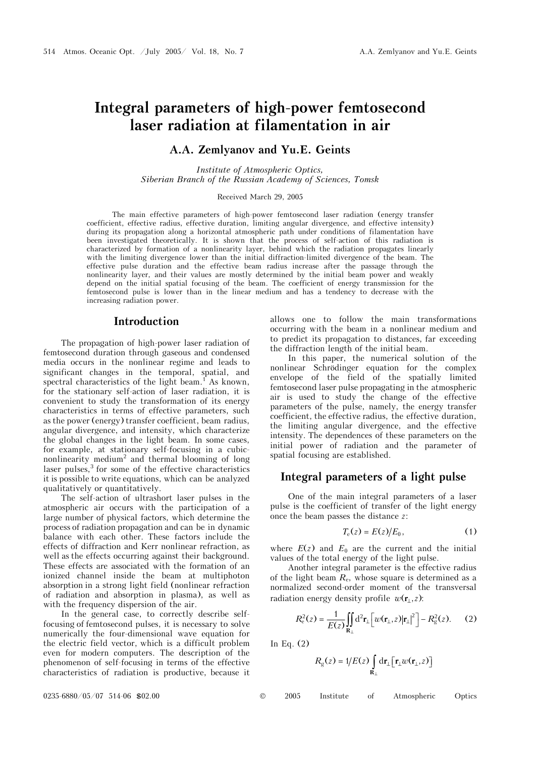# Integral parameters of high-power femtosecond laser radiation at filamentation in air

## A.A. Zemlyanov and Yu.E. Geints

*Institute of Atmospheric Optics, Siberian Branch of the Russian Academy of Sciences, Tomsk*

Received March 29, 2005

The main effective parameters of high-power femtosecond laser radiation (energy transfer coefficient, effective radius, effective duration, limiting angular divergence, and effective intensity) during its propagation along a horizontal atmospheric path under conditions of filamentation have been investigated theoretically. It is shown that the process of self-action of this radiation is characterized by formation of a nonlinearity layer, behind which the radiation propagates linearly with the limiting divergence lower than the initial diffraction-limited divergence of the beam. The effective pulse duration and the effective beam radius increase after the passage through the nonlinearity layer, and their values are mostly determined by the initial beam power and weakly depend on the initial spatial focusing of the beam. The coefficient of energy transmission for the femtosecond pulse is lower than in the linear medium and has a tendency to decrease with the increasing radiation power.

## Introduction

The propagation of high-power laser radiation of femtosecond duration through gaseous and condensed media occurs in the nonlinear regime and leads to significant changes in the temporal, spatial, and spectral characteristics of the light beam.[1] As known, for the stationary self-action of laser radiation, it is convenient to study the transformation of its energy characteristics in terms of effective parameters, such as the power (energy) transfer coefficient, beam radius, angular divergence, and intensity, which characterize the global changes in the light beam. In some cases, for example, at stationary self-focusing in a cubic-nonlinearity medium[2] and thermal blooming of long laser pulses,[3] for some of the effective characteristics it is possible to write equations, which can be analyzed qualitatively or quantitatively.

The self-action of ultrashort laser pulses in the atmospheric air occurs with the participation of a large number of physical factors, which determine the process of radiation propagation and can be in dynamic balance with each other. These factors include the effects of diffraction and Kerr nonlinear refraction, as well as the effects occurring against their background. These effects are associated with the formation of an ionized channel inside the beam at multiphoton absorption in a strong light field (nonlinear refraction of radiation and absorption in plasma), as well as with the frequency dispersion of the air.

In the general case, to correctly describe self-focusing of femtosecond pulses, it is necessary to solve numerically the four-dimensional wave equation for the electric field vector, which is a difficult problem even for modern computers. The description of the phenomenon of self-focusing in terms of the effective characteristics of radiation is productive, because it allows one to follow the main transformations occurring with the beam in a nonlinear medium and to predict its propagation to distances, far exceeding the diffraction length of the initial beam.

In this paper, the numerical solution of the nonlinear Schrödinger equation for the complex envelope of the field of the spatially limited femtosecond laser pulse propagating in the atmospheric air is used to study the change of the effective parameters of the pulse, namely, the energy transfer coefficient, the effective radius, the effective duration, the limiting angular divergence, and the effective intensity. The dependences of these parameters on the initial power of radiation and the parameter of spatial focusing are established.

## Integral parameters of a light pulse

One of the main integral parameters of a laser pulse is the coefficient of transfer of the light energy once the beam passes the distance $z$:

$$T_e(z) = E(z)/E_0, \tag{1}$$

where $E(z)$ and $E_0$ are the current and the initial values of the total energy of the light pulse.

Another integral parameter is the effective radius of the light beam $R_e$, whose square is determined as a normalized second-order moment of the transversal radiation energy density profile $w(\mathbf{r}_\perp, z)$:

$$R_e^2(z) = \frac{1}{E(z)} \iint_{\mathbf{R}_\perp} d^2\mathbf{r}_\perp \left[ w(\mathbf{r}_\perp, z) |\mathbf{r}_\perp|^2 \right] - R_g^2(z). \tag{2}$$

In Eq. (2)

$$R_g(z) = 1/E(z) \int_{\mathbf{R}_\perp} d\mathbf{r}_\perp \left[ \mathbf{r}_\perp w(\mathbf{r}_\perp, z) \right]$$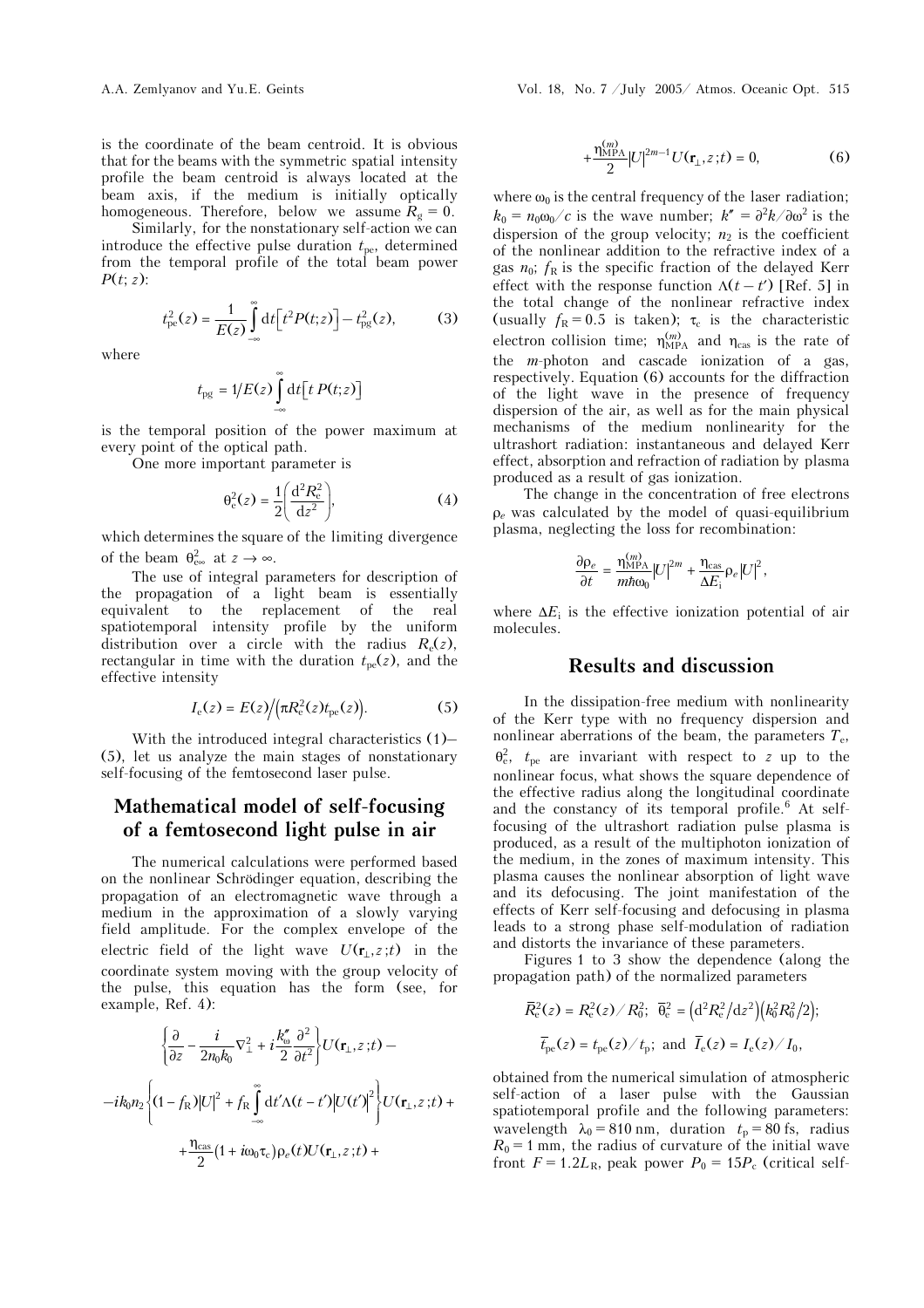is the coordinate of the beam centroid. It is obvious that for the beams with the symmetric spatial intensity profile the beam centroid is always located at the beam axis, if the medium is initially optically homogeneous. Therefore, below we assume $R_g = 0$.

Similarly, for the nonstationary self-action we can introduce the effective pulse duration $t_{pe}$, determined from the temporal profile of the total beam power $P(t; z)$:

$$t_{pe}^2(z) = \frac{1}{E(z)} \int_{-\infty}^{\infty} dt \left[ t^2 P(t;z) \right] - t_{pg}^2(z), \tag{3}$$

where

$$t_{pg} = 1/E(z) \int_{-\infty}^{\infty} dt \left[ t\, P(t;z) \right]$$

is the temporal position of the power maximum at every point of the optical path.

One more important parameter is

$$\theta_e^2(z) = \frac{1}{2}\left( \frac{d^2 R_e^2}{dz^2} \right), \tag{4}$$

which determines the square of the limiting divergence of the beam $\theta_{e\infty}^2$ at $z \to \infty$.

The use of integral parameters for description of the propagation of a light beam is essentially equivalent to the replacement of the real spatiotemporal intensity profile by the uniform distribution over a circle with the radius $R_e(z)$, rectangular in time with the duration $t_{pe}(z)$, and the effective intensity

$$I_e(z) = E(z) / \left( \pi R_e^2(z) t_{pe}(z) \right). \tag{5}$$

With the introduced integral characteristics (1)–(5), let us analyze the main stages of nonstationary self-focusing of the femtosecond laser pulse.

## Mathematical model of self-focusing of a femtosecond light pulse in air

The numerical calculations were performed based on the nonlinear Schrödinger equation, describing the propagation of an electromagnetic wave through a medium in the approximation of a slowly varying field amplitude. For the complex envelope of the electric field of the light wave $U(\mathbf{r}_\perp, z; t)$ in the coordinate system moving with the group velocity of the pulse, this equation has the form (see, for example, Ref. 4):

$$\left\{ \frac{\partial}{\partial z} - \frac{i}{2n_0 k_0} \nabla_\perp^2 + i \frac{k''_\omega}{2} \frac{\partial^2}{\partial t^2} \right\} U(\mathbf{r}_\perp, z; t) -$$

$$- i k_0 n_2 \left\{ (1 - f_R)|U|^2 + f_R \int_{-\infty}^{\infty} dt' \Lambda(t - t') \left| U(t') \right|^2 \right\} U(\mathbf{r}_\perp, z; t) +$$

$$+ \frac{\eta_{cas}}{2} (1 + i\omega_0 \tau_c) \rho_e(t) U(\mathbf{r}_\perp, z; t) +$$

$$+ \frac{\eta_{MPA}^{(m)}}{2} |U|^{2m-1} U(\mathbf{r}_\perp, z; t) = 0, \tag{6}$$

where $\omega_0$ is the central frequency of the laser radiation; $k_0 = n_0 \omega_0 / c$ is the wave number; $k'' = \partial^2 k / \partial \omega^2$ is the dispersion of the group velocity; $n_2$ is the coefficient of the nonlinear addition to the refractive index of a gas $n_0$; $f_R$ is the specific fraction of the delayed Kerr effect with the response function $\Lambda(t - t')$ [Ref. 5] in the total change of the nonlinear refractive index (usually $f_R = 0.5$ is taken); $\tau_c$ is the characteristic electron collision time; $\eta_{MPA}^{(m)}$ and $\eta_{cas}$ is the rate of the $m$-photon and cascade ionization of a gas, respectively. Equation (6) accounts for the diffraction of the light wave in the presence of frequency dispersion of the air, as well as for the main physical mechanisms of the medium nonlinearity for the ultrashort radiation: instantaneous and delayed Kerr effect, absorption and refraction of radiation by plasma produced as a result of gas ionization.

The change in the concentration of free electrons $\rho_e$ was calculated by the model of quasi-equilibrium plasma, neglecting the loss for recombination:

$$\frac{\partial \rho_e}{\partial t} = \frac{\eta_{MPA}^{(m)}}{m\hbar\omega_0} |U|^{2m} + \frac{\eta_{cas}}{\Delta E_i} \rho_e |U|^2,$$

where $\Delta E_i$ is the effective ionization potential of air molecules.

## Results and discussion

In the dissipation-free medium with nonlinearity of the Kerr type with no frequency dispersion and nonlinear aberrations of the beam, the parameters $T_e$, $\theta_e^2$, $t_{pe}$ are invariant with respect to $z$ up to the nonlinear focus, what shows the square dependence of the effective radius along the longitudinal coordinate and the constancy of its temporal profile.[6] At self-focusing of the ultrashort radiation pulse plasma is produced, as a result of the multiphoton ionization of the medium, in the zones of maximum intensity. This plasma causes the nonlinear absorption of light wave and its defocusing. The joint manifestation of the effects of Kerr self-focusing and defocusing in plasma leads to a strong phase self-modulation of radiation and distorts the invariance of these parameters.

Figures 1 to 3 show the dependence (along the propagation path) of the normalized parameters

$$\bar{R}_e^2(z) = R_e^2(z) / R_0^2; \;\; \bar{\theta}_e^2 = \left( d^2 R_e^2 / dz^2 \right)\left( k_0^2 R_0^2 / 2 \right);$$

$$\bar{t}_{pe}(z) = t_{pe}(z) / t_p; \text{ and } \bar{I}_e(z) = I_e(z) / I_0,$$

obtained from the numerical simulation of atmospheric self-action of a laser pulse with the Gaussian spatiotemporal profile and the following parameters: wavelength $\lambda_0 = 810$ nm, duration $t_p = 80$ fs, radius $R_0 = 1$ mm, the radius of curvature of the initial wave front $F = 1.2 L_R$, peak power $P_0 = 15 P_c$ (critical self-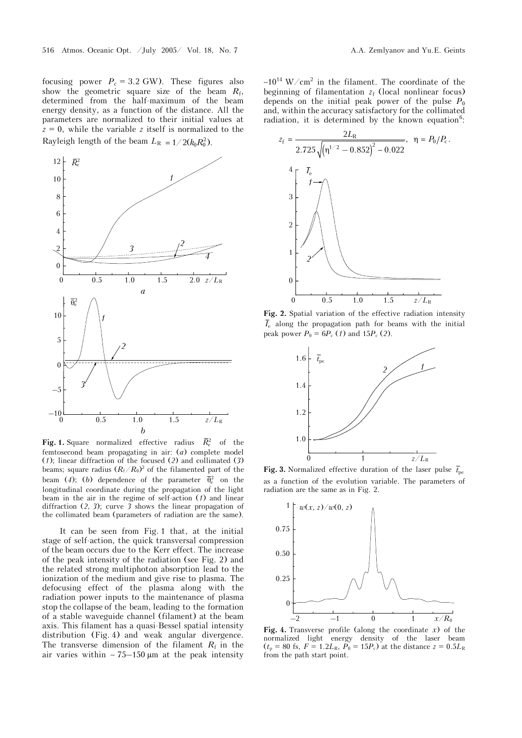focusing power $P_c = 3.2$ GW). These figures also show the geometric square size of the beam $R_f$, determined from the half-maximum of the beam energy density, as a function of the distance. All the parameters are normalized to their initial values at $z = 0$, while the variable $z$ itself is normalized to the Rayleigh length of the beam $L_R = 1/2(k_0 R_0^2)$.

**Fig. 1.** Square normalized effective radius $\bar{R}_e^2$ of the femtosecond beam propagating in air: (*a*) complete model (*1*); linear diffraction of the focused (*2*) and collimated (*3*) beams; square radius $(R_f/R_0)^2$ of the filamented part of the beam (*4*); (*b*) dependence of the parameter $\bar{\theta}_e^2$ on the longitudinal coordinate during the propagation of the light beam in the air in the regime of self-action (*1*) and linear diffraction (*2*, *3*); curve *3* shows the linear propagation of the collimated beam (parameters of radiation are the same).

It can be seen from Fig. 1 that, at the initial stage of self-action, the quick transversal compression of the beam occurs due to the Kerr effect. The increase of the peak intensity of the radiation (see Fig. 2) and the related strong multiphoton absorption lead to the ionization of the medium and give rise to plasma. The defocusing effect of the plasma along with the radiation power inputs to the maintenance of plasma stop the collapse of the beam, leading to the formation of a stable waveguide channel (filament) at the beam axis. This filament has a quasi-Bessel spatial intensity distribution (Fig. 4) and weak angular divergence. The transverse dimension of the filament $R_f$ in the air varies within ~ 75–150 μm at the peak intensity ~$10^{14}$ W/cm$^2$ in the filament. The coordinate of the beginning of filamentation $z_f$ (local nonlinear focus) depends on the initial peak power of the pulse $P_0$ and, within the accuracy satisfactory for the collimated radiation, it is determined by the known equation[6]:

$$z_f = \frac{2L_R}{2.725\sqrt{\left(\eta^{1/2} - 0.852\right)^2 - 0.022}}, \quad \eta = P_0/P_c.$$

**Fig. 2.** Spatial variation of the effective radiation intensity $\bar{I}_e$ along the propagation path for beams with the initial peak power $P_0 = 6P_c$ (*1*) and $15P_c$ (*2*).

**Fig. 3.** Normalized effective duration of the laser pulse $\bar{t}_{pe}$ as a function of the evolution variable. The parameters of radiation are the same as in Fig. 2.

**Fig. 4.** Transverse profile (along the coordinate $x$) of the normalized light energy density of the laser beam ($t_p = 80$ fs, $F = 1.2L_R$, $P_0 = 15P_c$) at the distance $z = 0.5L_R$ from the path start point.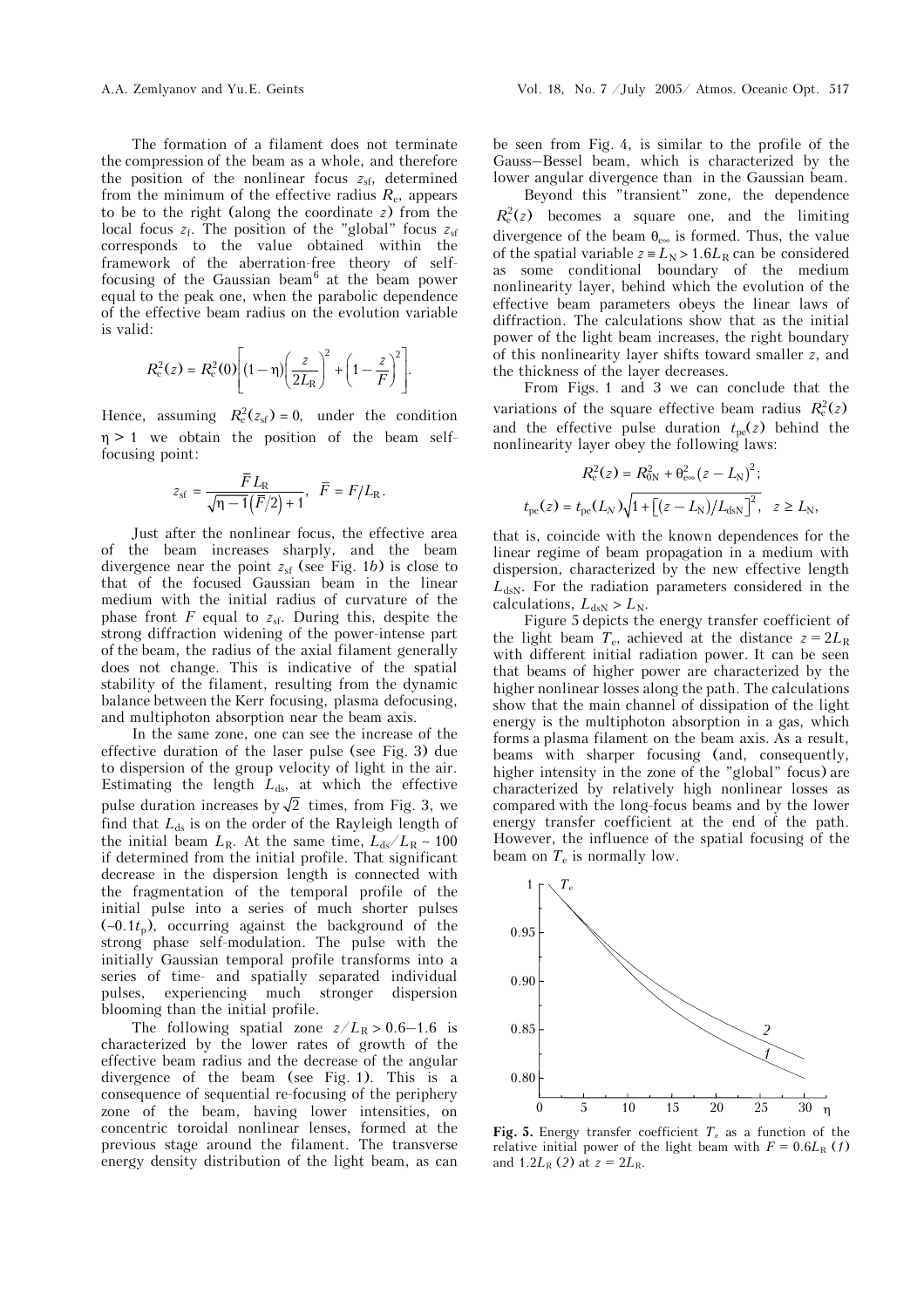The formation of a filament does not terminate the compression of the beam as a whole, and therefore the position of the nonlinear focus $z_{sf}$, determined from the minimum of the effective radius $R_e$, appears to be to the right (along the coordinate $z$) from the local focus $z_f$. The position of the "global" focus $z_{sf}$ corresponds to the value obtained within the framework of the aberration-free theory of self-focusing of the Gaussian beam[6] at the beam power equal to the peak one, when the parabolic dependence of the effective beam radius on the evolution variable is valid:

$$R_e^2(z) = R_e^2(0)\left[(1-\eta)\left(\frac{z}{2L_R}\right)^2 + \left(1-\frac{z}{F}\right)^2\right].$$

Hence, assuming $R_e^2(z_{sf}) = 0$, under the condition $\eta > 1$ we obtain the position of the beam self-focusing point:

$$z_{sf} = \frac{\bar{F}L_R}{\sqrt{\eta-1}\left(\bar{F}/2\right)+1}, \quad \bar{F} = F/L_R.$$

Just after the nonlinear focus, the effective area of the beam increases sharply, and the beam divergence near the point $z_{sf}$ (see Fig. 1*b*) is close to that of the focused Gaussian beam in the linear medium with the initial radius of curvature of the phase front $F$ equal to $z_{sf}$. During this, despite the strong diffraction widening of the power-intense part of the beam, the radius of the axial filament generally does not change. This is indicative of the spatial stability of the filament, resulting from the dynamic balance between the Kerr focusing, plasma defocusing, and multiphoton absorption near the beam axis.

In the same zone, one can see the increase of the effective duration of the laser pulse (see Fig. 3) due to dispersion of the group velocity of light in the air. Estimating the length $L_{ds}$, at which the effective pulse duration increases by $\sqrt{2}$ times, from Fig. 3, we find that $L_{ds}$ is on the order of the Rayleigh length of the initial beam $L_R$. At the same time, $L_{ds}/L_R \sim 100$ if determined from the initial profile. That significant decrease in the dispersion length is connected with the fragmentation of the temporal profile of the initial pulse into a series of much shorter pulses ($\sim 0.1t_p$), occurring against the background of the strong phase self-modulation. The pulse with the initially Gaussian temporal profile transforms into a series of time- and spatially separated individual pulses, experiencing much stronger dispersion blooming than the initial profile.

The following spatial zone $z/L_R > 0.6$–$1.6$ is characterized by the lower rates of growth of the effective beam radius and the decrease of the angular divergence of the beam (see Fig. 1). This is a consequence of sequential re-focusing of the periphery zone of the beam, having lower intensities, on concentric toroidal nonlinear lenses, formed at the previous stage around the filament. The transverse energy density distribution of the light beam, as can be seen from Fig. 4, is similar to the profile of the Gauss–Bessel beam, which is characterized by the lower angular divergence than in the Gaussian beam.

Beyond this "transient" zone, the dependence $R_e^2(z)$ becomes a square one, and the limiting divergence of the beam $\theta_{e\infty}$ is formed. Thus, the value of the spatial variable $z \equiv L_N > 1.6L_R$ can be considered as some conditional boundary of the medium nonlinearity layer, behind which the evolution of the effective beam parameters obeys the linear laws of diffraction. The calculations show that as the initial power of the light beam increases, the right boundary of this nonlinearity layer shifts toward smaller $z$, and the thickness of the layer decreases.

From Figs. 1 and 3 we can conclude that the variations of the square effective beam radius $R_e^2(z)$ and the effective pulse duration $t_{pe}(z)$ behind the nonlinearity layer obey the following laws:

$$R_e^2(z) = R_{0N}^2 + \theta_{e\infty}^2(z - L_N)^2;$$

$$t_{pe}(z) = t_{pe}(L_N)\sqrt{1 + \left[(z - L_N)/L_{dsN}\right]^2}, \quad z \geq L_N,$$

that is, coincide with the known dependences for the linear regime of beam propagation in a medium with dispersion, characterized by the new effective length $L_{dsN}$. For the radiation parameters considered in the calculations, $L_{dsN} > L_N$.

Figure 5 depicts the energy transfer coefficient of the light beam $T_e$, achieved at the distance $z = 2L_R$ with different initial radiation power. It can be seen that beams of higher power are characterized by the higher nonlinear losses along the path. The calculations show that the main channel of dissipation of the light energy is the multiphoton absorption in a gas, which forms a plasma filament on the beam axis. As a result, beams with sharper focusing (and, consequently, higher intensity in the zone of the "global" focus) are characterized by relatively high nonlinear losses as compared with the long-focus beams and by the lower energy transfer coefficient at the end of the path. However, the influence of the spatial focusing of the beam on $T_e$ is normally low.

**Fig. 5.** Energy transfer coefficient $T_e$ as a function of the relative initial power of the light beam with $F = 0.6L_R$ (*1*) and $1.2L_R$ (*2*) at $z = 2L_R$.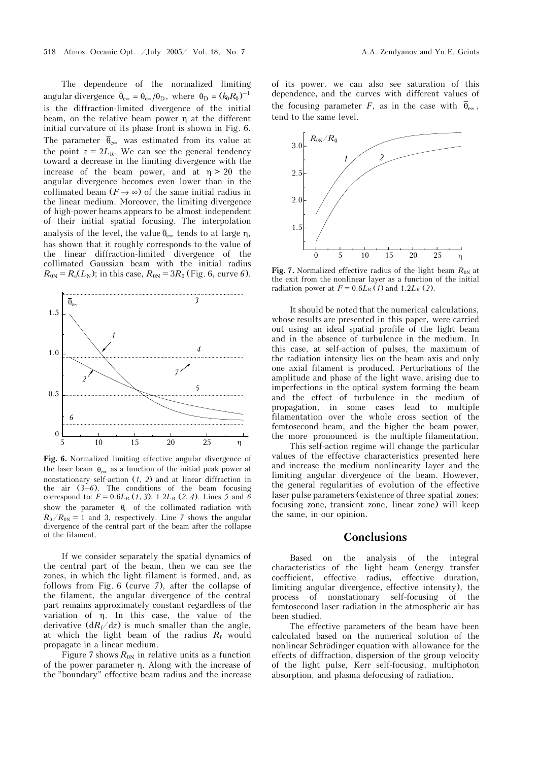The dependence of the normalized limiting angular divergence $\bar{\theta}_{e\infty} = \theta_{e\infty}/\theta_D$, where $\theta_D = (k_0 R_0)^{-1}$ is the diffraction-limited divergence of the initial beam, on the relative beam power $\eta$ at the different initial curvature of its phase front is shown in Fig. 6. The parameter $\bar{\theta}_{e\infty}$ was estimated from its value at the point $z = 2L_R$. We can see the general tendency toward a decrease in the limiting divergence with the increase of the beam power, and at $\eta > 20$ the angular divergence becomes even lower than in the collimated beam ($F \to \infty$) of the same initial radius in the linear medium. Moreover, the limiting divergence of high-power beams appears to be almost independent of their initial spatial focusing. The interpolation analysis of the level, the value $\bar{\theta}_{e\infty}$ tends to at large $\eta$, has shown that it roughly corresponds to the value of the linear diffraction-limited divergence of the collimated Gaussian beam with the initial radius $R_{0N} = R_e(L_N)$; in this case, $R_{0N} = 3R_0$ (Fig. 6, curve *6*).

**Fig. 6.** Normalized limiting effective angular divergence of the laser beam $\bar{\theta}_{e\infty}$ as a function of the initial peak power at nonstationary self-action (*1*, *2*) and at linear diffraction in the air (*3*–*6*). The conditions of the beam focusing correspond to: $F = 0.6L_R$ (*1*, *3*); $1.2L_R$ (*2*, *4*). Lines *5* and *6* show the parameter $\bar{\theta}_e$ of the collimated radiation with $R_0/R_{0N} = 1$ and 3, respectively. Line *7* shows the angular divergence of the central part of the beam after the collapse of the filament.

If we consider separately the spatial dynamics of the central part of the beam, then we can see the zones, in which the light filament is formed, and, as follows from Fig. 6 (curve *7*), after the collapse of the filament, the angular divergence of the central part remains approximately constant regardless of the variation of $\eta$. In this case, the value of the derivative $(dR_f/dz)$ is much smaller than the angle, at which the light beam of the radius $R_f$ would propagate in a linear medium.

Figure 7 shows $R_{0N}$ in relative units as a function of the power parameter $\eta$. Along with the increase of the "boundary" effective beam radius and the increase of its power, we can also see saturation of this dependence, and the curves with different values of the focusing parameter $F$, as in the case with $\bar{\theta}_{e\infty}$, tend to the same level.

**Fig. 7.** Normalized effective radius of the light beam $R_{0N}$ at the exit from the nonlinear layer as a function of the initial radiation power at $F = 0.6L_R$ (*1*) and $1.2L_R$ (*2*).

It should be noted that the numerical calculations, whose results are presented in this paper, were carried out using an ideal spatial profile of the light beam and in the absence of turbulence in the medium. In this case, at self-action of pulses, the maximum of the radiation intensity lies on the beam axis and only one axial filament is produced. Perturbations of the amplitude and phase of the light wave, arising due to imperfections in the optical system forming the beam and the effect of turbulence in the medium of propagation, in some cases lead to multiple filamentation over the whole cross section of the femtosecond beam, and the higher the beam power, the more pronounced is the multiple filamentation.

This self-action regime will change the particular values of the effective characteristics presented here and increase the medium nonlinearity layer and the limiting angular divergence of the beam. However, the general regularities of evolution of the effective laser pulse parameters (existence of three spatial zones: focusing zone, transient zone, linear zone) will keep the same, in our opinion.

## Conclusions

Based on the analysis of the integral characteristics of the light beam (energy transfer coefficient, effective radius, effective duration, limiting angular divergence, effective intensity), the process of nonstationary self-focusing of the femtosecond laser radiation in the atmospheric air has been studied.

The effective parameters of the beam have been calculated based on the numerical solution of the nonlinear Schrödinger equation with allowance for the effects of diffraction, dispersion of the group velocity of the light pulse, Kerr self-focusing, multiphoton absorption, and plasma defocusing of radiation.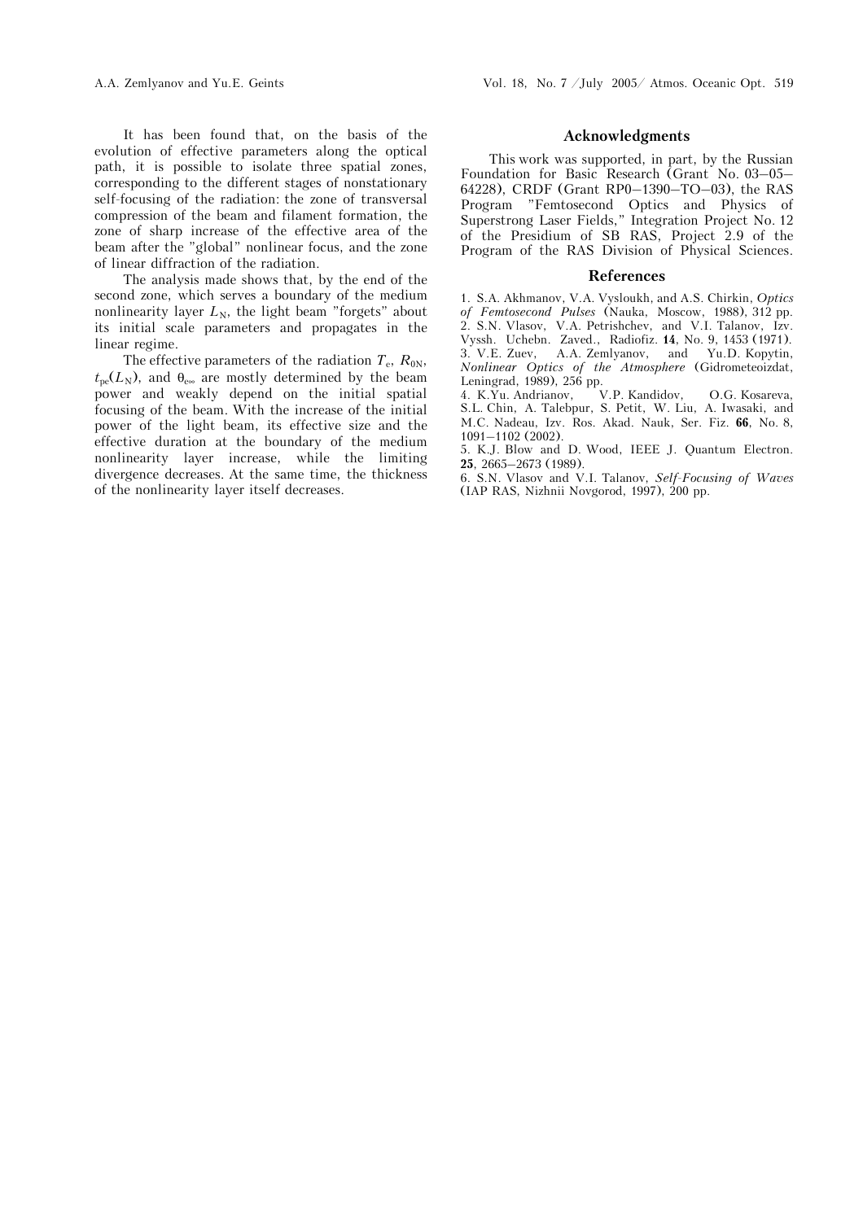It has been found that, on the basis of the evolution of effective parameters along the optical path, it is possible to isolate three spatial zones, corresponding to the different stages of nonstationary self-focusing of the radiation: the zone of transversal compression of the beam and filament formation, the zone of sharp increase of the effective area of the beam after the "global" nonlinear focus, and the zone of linear diffraction of the radiation.

The analysis made shows that, by the end of the second zone, which serves a boundary of the medium nonlinearity layer $L_N$, the light beam "forgets" about its initial scale parameters and propagates in the linear regime.

The effective parameters of the radiation $T_e$, $R_{0N}$, $t_{pe}(L_N)$, and $\theta_{e\infty}$ are mostly determined by the beam power and weakly depend on the initial spatial focusing of the beam. With the increase of the initial power of the light beam, its effective size and the effective duration at the boundary of the medium nonlinearity layer increase, while the limiting divergence decreases. At the same time, the thickness of the nonlinearity layer itself decreases.

## Acknowledgments

This work was supported, in part, by the Russian Foundation for Basic Research (Grant No. 03–05–64228), CRDF (Grant RP0–1390–TO–03), the RAS Program "Femtosecond Optics and Physics of Superstrong Laser Fields," Integration Project No. 12 of the Presidium of SB RAS, Project 2.9 of the Program of the RAS Division of Physical Sciences.

## References

1. S.A. Akhmanov, V.A. Vysloukh, and A.S. Chirkin, *Optics of Femtosecond Pulses* (Nauka, Moscow, 1988), 312 pp.
2. S.N. Vlasov, V.A. Petrishchev, and V.I. Talanov, Izv. Vyssh. Uchebn. Zaved., Radiofiz. **14**, No. 9, 1453 (1971).
3. V.E. Zuev, A.A. Zemlyanov, and Yu.D. Kopytin, *Nonlinear Optics of the Atmosphere* (Gidrometeoizdat, Leningrad, 1989), 256 pp.
4. K.Yu. Andrianov, V.P. Kandidov, O.G. Kosareva, S.L. Chin, A. Talebpur, S. Petit, W. Liu, A. Iwasaki, and M.C. Nadeau, Izv. Ros. Akad. Nauk, Ser. Fiz. **66**, No. 8, 1091–1102 (2002).
5. K.J. Blow and D. Wood, IEEE J. Quantum Electron. **25**, 2665–2673 (1989).
6. S.N. Vlasov and V.I. Talanov, *Self-Focusing of Waves* (IAP RAS, Nizhnii Novgorod, 1997), 200 pp.